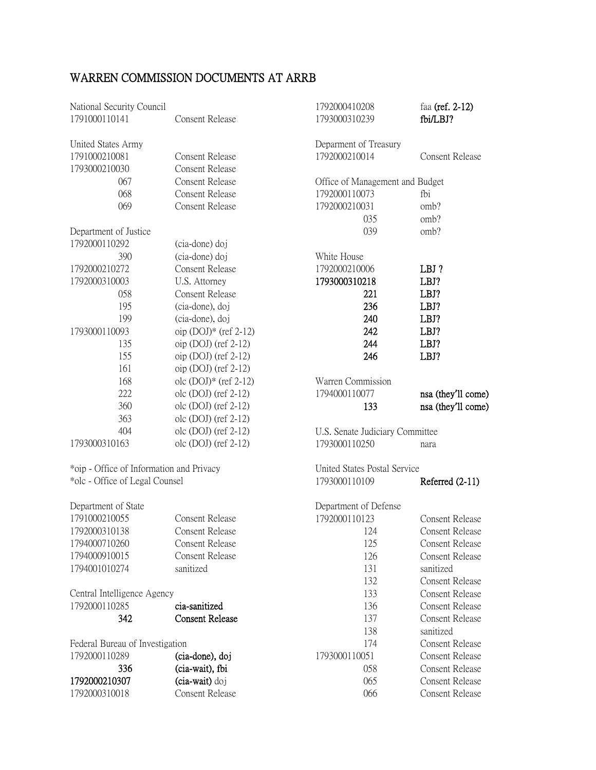# WARREN COMMISSION DOCUMENTS AT ARRB

National Security Council

| | |
|---|---|
| 1791000110141 | Consent Release |

United States Army

| | |
|---|---|
| 1791000210081 | Consent Release |
| 1793000210030 | Consent Release |
| 067 | Consent Release |
| 068 | Consent Release |
| 069 | Consent Release |

Department of Justice

| | |
|---|---|
| 1792000110292 | (cia-done) doj |
| 390 | (cia-done) doj |
| 1792000210272 | Consent Release |
| 1792000310003 | U.S. Attorney |
| 058 | Consent Release |
| 195 | (cia-done), doj |
| 199 | (cia-done), doj |
| 1793000110093 | oip (DOJ)* (ref 2-12) |
| 135 | oip (DOJ) (ref 2-12) |
| 155 | oip (DOJ) (ref 2-12) |
| 161 | oip (DOJ) (ref 2-12) |
| 168 | olc (DOJ)* (ref 2-12) |
| 222 | olc (DOJ) (ref 2-12) |
| 360 | olc (DOJ) (ref 2-12) |
| 363 | olc (DOJ) (ref 2-12) |
| 404 | olc (DOJ) (ref 2-12) |
| 1793000310163 | olc (DOJ) (ref 2-12) |

*oip - Office of Information and Privacy
*olc - Office of Legal Counsel

Department of State

| | |
|---|---|
| 1791000210055 | Consent Release |
| 1792000310138 | Consent Release |
| 1794000710260 | Consent Release |
| 1794000910015 | Consent Release |
| 1794001010274 | sanitized |

Central Intelligence Agency

| | |
|---|---|
| 1792000110285 | **cia-sanitized** |
| **342** | **Consent Release** |

Federal Bureau of Investigation

| | |
|---|---|
| 1792000110289 | **(cia-done), doj** |
| **336** | **(cia-wait), fbi** |
| **1792000210307** | **(cia-wait)** doj |
| 1792000310018 | Consent Release |
| 1792000410208 | faa **(ref. 2-12)** |
| 1793000310239 | **fbi/LBJ?** |

Deparment of Treasury

| | |
|---|---|
| 1792000210014 | Consent Release |

Office of Management and Budget

| | |
|---|---|
| 1792000110073 | fbi |
| 1792000210031 | omb? |
| 035 | omb? |
| 039 | omb? |

White House

| | |
|---|---|
| 1792000210006 | **LBJ ?** |
| **1793000310218** | **LBJ?** |
| **221** | **LBJ?** |
| **236** | **LBJ?** |
| **240** | **LBJ?** |
| **242** | **LBJ?** |
| **244** | **LBJ?** |
| **246** | **LBJ?** |

Warren Commission

| | |
|---|---|
| 1794000110077 | **nsa (they'll come)** |
| **133** | **nsa (they'll come)** |

U.S. Senate Judiciary Committee

| | |
|---|---|
| 1793000110250 | nara |

United States Postal Service

| | |
|---|---|
| 1793000110109 | **Referred (2-11)** |

Department of Defense

| | |
|---|---|
| 1792000110123 | Consent Release |
| 124 | Consent Release |
| 125 | Consent Release |
| 126 | Consent Release |
| 131 | sanitized |
| 132 | Consent Release |
| 133 | Consent Release |
| 136 | Consent Release |
| 137 | Consent Release |
| 138 | sanitized |
| 174 | Consent Release |
| 1793000110051 | Consent Release |
| 058 | Consent Release |
| 065 | Consent Release |
| 066 | Consent Release |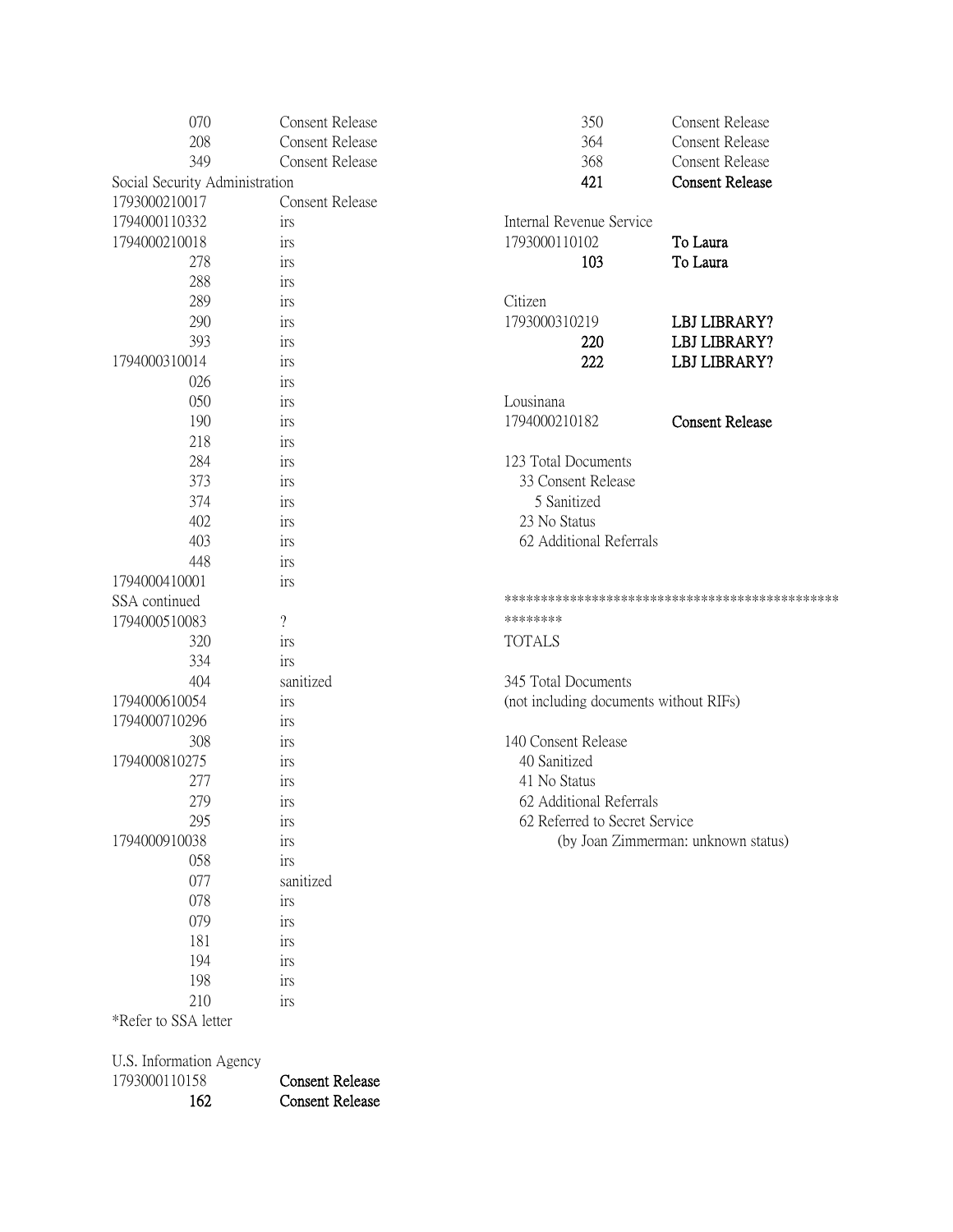| | |
|---|---|
| 070 | Consent Release |
| 208 | Consent Release |
| 349 | Consent Release |

Social Security Administration

| | |
|---|---|
| 1793000210017 | Consent Release |
| 1794000110332 | irs |
| 1794000210018 | irs |
| 278 | irs |
| 288 | irs |
| 289 | irs |
| 290 | irs |
| 393 | irs |
| 1794000310014 | irs |
| 026 | irs |
| 050 | irs |
| 190 | irs |
| 218 | irs |
| 284 | irs |
| 373 | irs |
| 374 | irs |
| 402 | irs |
| 403 | irs |
| 448 | irs |
| 1794000410001 | irs |

SSA continued

| | |
|---|---|
| 1794000510083 | ? |
| 320 | irs |
| 334 | irs |
| 404 | sanitized |
| 1794000610054 | irs |
| 1794000710296 | irs |
| 308 | irs |
| 1794000810275 | irs |
| 277 | irs |
| 279 | irs |
| 295 | irs |
| 1794000910038 | irs |
| 058 | irs |
| 077 | sanitized |
| 078 | irs |
| 079 | irs |
| 181 | irs |
| 194 | irs |
| 198 | irs |
| 210 | irs |

*Refer to SSA letter

U.S. Information Agency

| | |
|---|---|
| 1793000110158 | **Consent Release** |
| **162** | **Consent Release** |
| 350 | Consent Release |
| 364 | Consent Release |
| 368 | Consent Release |
| **421** | **Consent Release** |

Internal Revenue Service

| | |
|---|---|
| 1793000110102 | **To Laura** |
| **103** | **To Laura** |

Citizen

| | |
|---|---|
| 1793000310219 | **LBJ LIBRARY?** |
| **220** | **LBJ LIBRARY?** |
| **222** | **LBJ LIBRARY?** |

Lousinana

| | |
|---|---|
| 1794000210182 | **Consent Release** |

123 Total Documents
- 33 Consent Release
  - 5 Sanitized
- 23 No Status
- 62 Additional Referrals

**********************************************
********

TOTALS

345 Total Documents
(not including documents without RIFs)

140 Consent Release
- 40 Sanitized
- 41 No Status
- 62 Additional Referrals
- 62 Referred to Secret Service
  - (by Joan Zimmerman: unknown status)